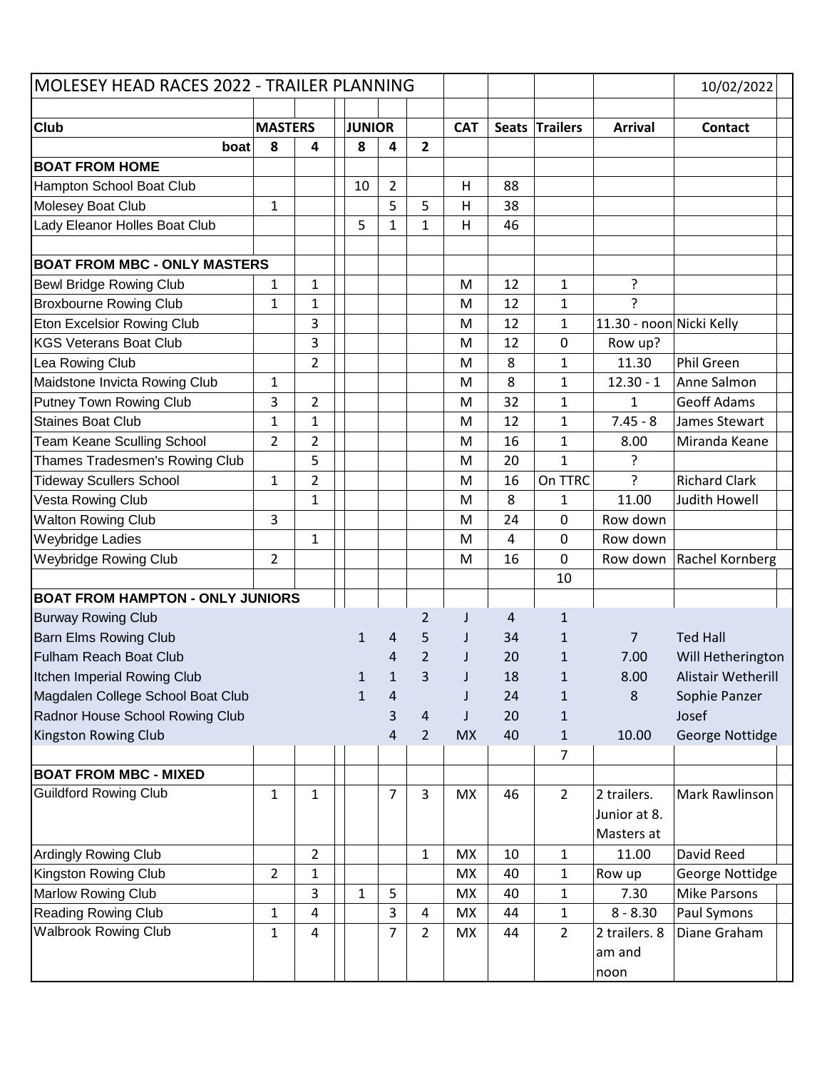| MOLESEY HEAD RACES 2022 - TRAILER PLANNING | | | | | | | | | | 10/02/2022 |
|---|---|---|---|---|---|---|---|---|---|---|
| | | | | | | | | | | |
| **Club** | **MASTERS** | | **JUNIOR** | | | **CAT** | **Seats** | **Trailers** | **Arrival** | **Contact** |
| **boat** | **8** | **4** | **8** | **4** | **2** | | | | | |
| **BOAT FROM HOME** | | | | | | | | | | |
| Hampton School Boat Club | | | 10 | 2 | | H | 88 | | | |
| Molesey Boat Club | 1 | | | 5 | 5 | H | 38 | | | |
| Lady Eleanor Holles Boat Club | | | 5 | 1 | 1 | H | 46 | | | |
| | | | | | | | | | | |
| **BOAT FROM MBC - ONLY MASTERS** | | | | | | | | | | |
| Bewl Bridge Rowing Club | 1 | 1 | | | | M | 12 | 1 | ? | |
| Broxbourne Rowing Club | 1 | 1 | | | | M | 12 | 1 | ? | |
| Eton Excelsior Rowing Club | | 3 | | | | M | 12 | 1 | 11.30 - noon | Nicki Kelly |
| KGS Veterans Boat Club | | 3 | | | | M | 12 | 0 | Row up? | |
| Lea Rowing Club | | 2 | | | | M | 8 | 1 | 11.30 | Phil Green |
| Maidstone Invicta Rowing Club | 1 | | | | | M | 8 | 1 | 12.30 - 1 | Anne Salmon |
| Putney Town Rowing Club | 3 | 2 | | | | M | 32 | 1 | 1 | Geoff Adams |
| Staines Boat Club | 1 | 1 | | | | M | 12 | 1 | 7.45 - 8 | James Stewart |
| Team Keane Sculling School | 2 | 2 | | | | M | 16 | 1 | 8.00 | Miranda Keane |
| Thames Tradesmen's Rowing Club | | 5 | | | | M | 20 | 1 | ? | |
| Tideway Scullers School | 1 | 2 | | | | M | 16 | On TTRC | ? | Richard Clark |
| Vesta Rowing Club | | 1 | | | | M | 8 | 1 | 11.00 | Judith Howell |
| Walton Rowing Club | 3 | | | | | M | 24 | 0 | Row down | |
| Weybridge Ladies | | 1 | | | | M | 4 | 0 | Row down | |
| Weybridge Rowing Club | 2 | | | | | M | 16 | 0 | Row down | Rachel Kornberg |
| | | | | | | | | 10 | | |
| **BOAT FROM HAMPTON - ONLY JUNIORS** | | | | | | | | | | |
| Burway Rowing Club | | | | | 2 | J | 4 | 1 | | |
| Barn Elms Rowing Club | | | 1 | 4 | 5 | J | 34 | 1 | 7 | Ted Hall |
| Fulham Reach Boat Club | | | | 4 | 2 | J | 20 | 1 | 7.00 | Will Hetherington |
| Itchen Imperial Rowing Club | | | 1 | 1 | 3 | J | 18 | 1 | 8.00 | Alistair Wetherill |
| Magdalen College School Boat Club | | | 1 | 4 | | J | 24 | 1 | 8 | Sophie Panzer |
| Radnor House School Rowing Club | | | | 3 | 4 | J | 20 | 1 | | Josef |
| Kingston Rowing Club | | | | 4 | 2 | MX | 40 | 1 | 10.00 | George Nottidge |
| | | | | | | | | 7 | | |
| **BOAT FROM MBC - MIXED** | | | | | | | | | | |
| Guildford Rowing Club | 1 | 1 | | 7 | 3 | MX | 46 | 2 | 2 trailers. Junior at 8. Masters at | Mark Rawlinson |
| Ardingly Rowing Club | | 2 | | | 1 | MX | 10 | 1 | 11.00 | David Reed |
| Kingston Rowing Club | 2 | 1 | | | | MX | 40 | 1 | Row up | George Nottidge |
| Marlow Rowing Club | | 3 | 1 | 5 | | MX | 40 | 1 | 7.30 | Mike Parsons |
| Reading Rowing Club | 1 | 4 | | 3 | 4 | MX | 44 | 1 | 8 - 8.30 | Paul Symons |
| Walbrook Rowing Club | 1 | 4 | | 7 | 2 | MX | 44 | 2 | 2 trailers. 8 am and noon | Diane Graham |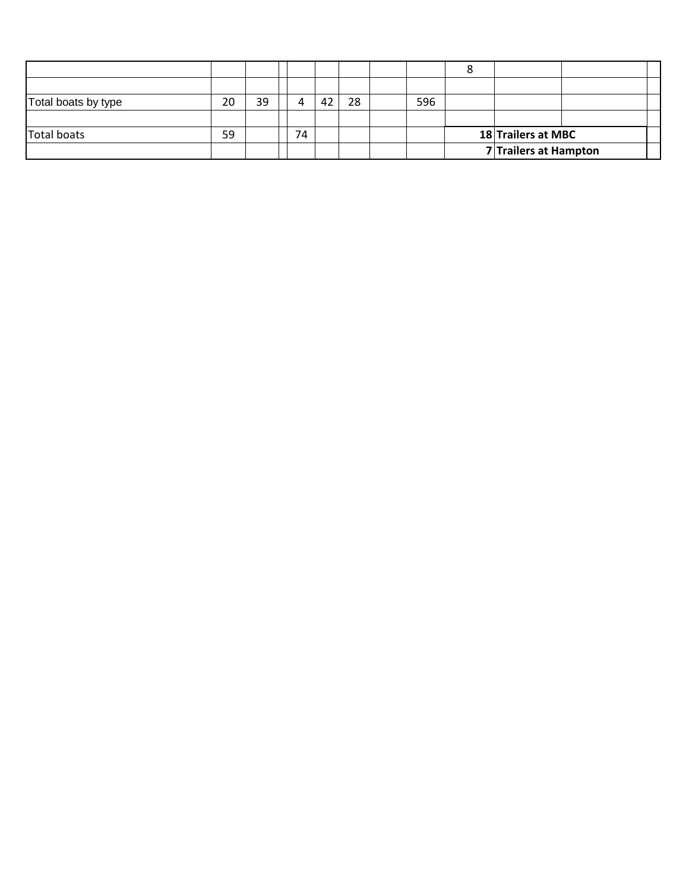| | | | | | | | | | | | | |
|---|---|---|---|---|---|---|---|---|---|---|---|---|
| | | | | | | | | | 8 | | | |
| | | | | | | | | | | | | |
| Total boats by type | 20 | 39 | | 4 | 42 | 28 | | 596 | | | | |
| | | | | | | | | | | | | |
| Total boats | 59 | | | 74 | | | | | **18** | **Trailers at MBC** | | |
| | | | | | | | | | **7** | **Trailers at Hampton** | | |